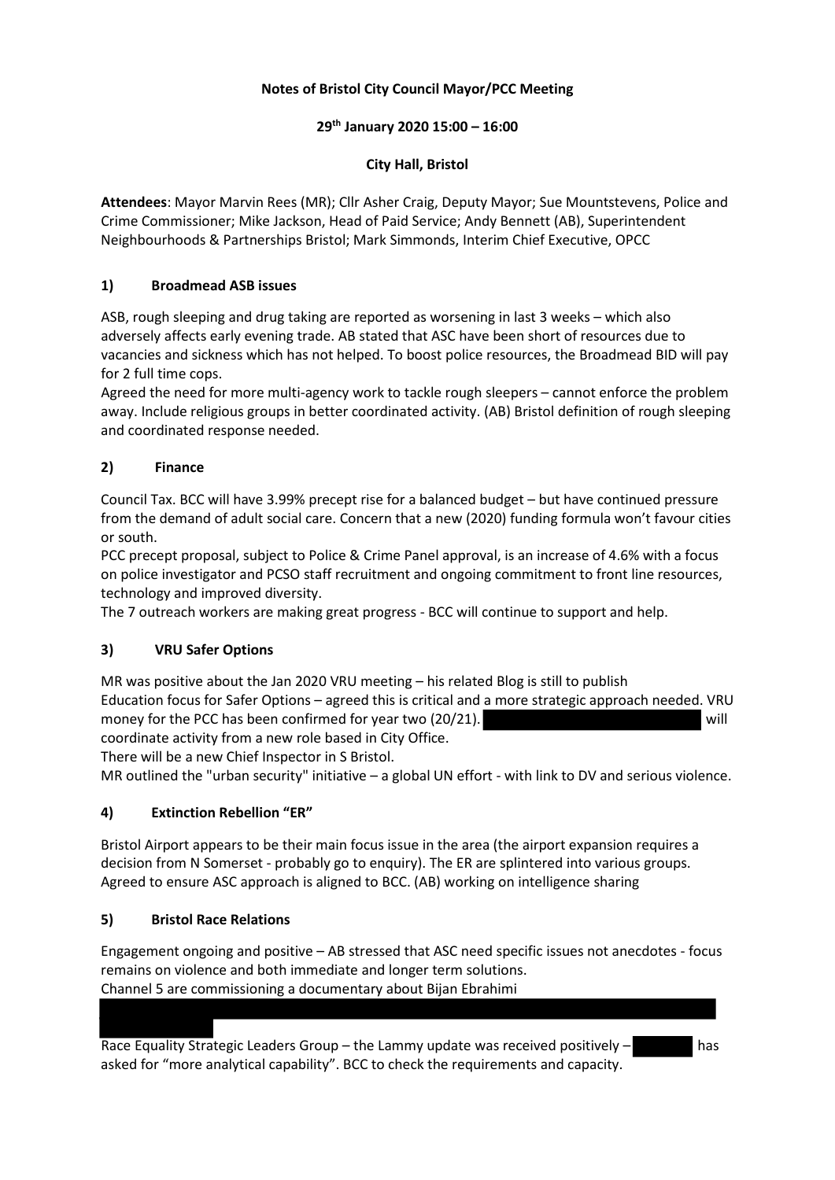**Notes of Bristol City Council Mayor/PCC Meeting**

**29th January 2020 15:00 – 16:00**

**City Hall, Bristol**

**Attendees**: Mayor Marvin Rees (MR); Cllr Asher Craig, Deputy Mayor; Sue Mountstevens, Police and Crime Commissioner; Mike Jackson, Head of Paid Service; Andy Bennett (AB), Superintendent Neighbourhoods & Partnerships Bristol; Mark Simmonds, Interim Chief Executive, OPCC

## 1) Broadmead ASB issues

ASB, rough sleeping and drug taking are reported as worsening in last 3 weeks – which also adversely affects early evening trade. AB stated that ASC have been short of resources due to vacancies and sickness which has not helped. To boost police resources, the Broadmead BID will pay for 2 full time cops.

Agreed the need for more multi-agency work to tackle rough sleepers – cannot enforce the problem away. Include religious groups in better coordinated activity. (AB) Bristol definition of rough sleeping and coordinated response needed.

## 2) Finance

Council Tax. BCC will have 3.99% precept rise for a balanced budget – but have continued pressure from the demand of adult social care. Concern that a new (2020) funding formula won't favour cities or south.

PCC precept proposal, subject to Police & Crime Panel approval, is an increase of 4.6% with a focus on police investigator and PCSO staff recruitment and ongoing commitment to front line resources, technology and improved diversity.

The 7 outreach workers are making great progress - BCC will continue to support and help.

## 3) VRU Safer Options

MR was positive about the Jan 2020 VRU meeting – his related Blog is still to publish

Education focus for Safer Options – agreed this is critical and a more strategic approach needed. VRU money for the PCC has been confirmed for year two (20/21). [REDACTED] will coordinate activity from a new role based in City Office.

There will be a new Chief Inspector in S Bristol.

MR outlined the "urban security" initiative – a global UN effort - with link to DV and serious violence.

## 4) Extinction Rebellion "ER"

Bristol Airport appears to be their main focus issue in the area (the airport expansion requires a decision from N Somerset - probably go to enquiry). The ER are splintered into various groups. Agreed to ensure ASC approach is aligned to BCC. (AB) working on intelligence sharing

## 5) Bristol Race Relations

Engagement ongoing and positive – AB stressed that ASC need specific issues not anecdotes - focus remains on violence and both immediate and longer term solutions.

Channel 5 are commissioning a documentary about Bijan Ebrahimi

[REDACTED]

Race Equality Strategic Leaders Group – the Lammy update was received positively – [REDACTED] has asked for "more analytical capability". BCC to check the requirements and capacity.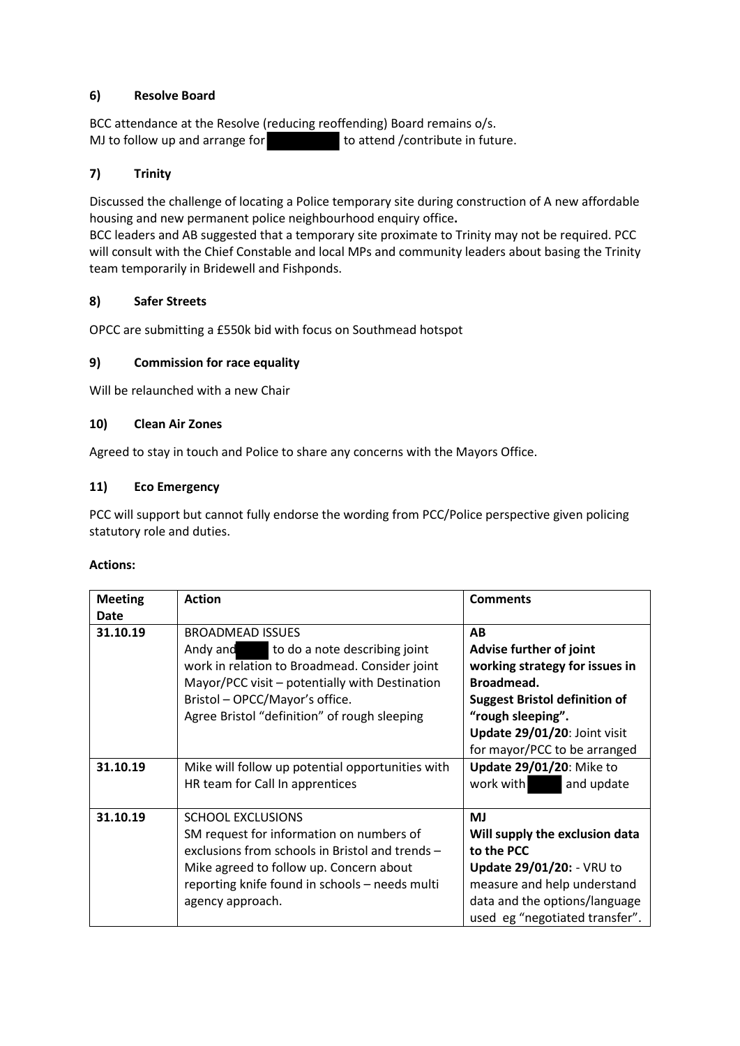### 6) Resolve Board

BCC attendance at the Resolve (reducing reoffending) Board remains o/s.
MJ to follow up and arrange for  to attend /contribute in future.

### 7) Trinity

Discussed the challenge of locating a Police temporary site during construction of A new affordable housing and new permanent police neighbourhood enquiry office**.**
BCC leaders and AB suggested that a temporary site proximate to Trinity may not be required. PCC will consult with the Chief Constable and local MPs and community leaders about basing the Trinity team temporarily in Bridewell and Fishponds.

### 8) Safer Streets

OPCC are submitting a £550k bid with focus on Southmead hotspot

### 9) Commission for race equality

Will be relaunched with a new Chair

### 10) Clean Air Zones

Agreed to stay in touch and Police to share any concerns with the Mayors Office.

### 11) Eco Emergency

PCC will support but cannot fully endorse the wording from PCC/Police perspective given policing statutory role and duties.

**Actions:**

| Meeting Date | Action | Comments |
|---|---|---|
| **31.10.19** | BROADMEAD ISSUES<br>Andy and  to do a note describing joint work in relation to Broadmead. Consider joint Mayor/PCC visit – potentially with Destination Bristol – OPCC/Mayor's office.<br>Agree Bristol "definition" of rough sleeping | **AB**<br>**Advise further of joint working strategy for issues in Broadmead.**<br>**Suggest Bristol definition of "rough sleeping".**<br>**Update 29/01/20**: Joint visit for mayor/PCC to be arranged |
| **31.10.19** | Mike will follow up potential opportunities with HR team for Call In apprentices | **Update 29/01/20**: Mike to work with  and update |
| **31.10.19** | SCHOOL EXCLUSIONS<br>SM request for information on numbers of exclusions from schools in Bristol and trends – Mike agreed to follow up. Concern about reporting knife found in schools – needs multi agency approach. | **MJ**<br>**Will supply the exclusion data to the PCC**<br>**Update 29/01/20:** - VRU to measure and help understand data and the options/language used eg "negotiated transfer". |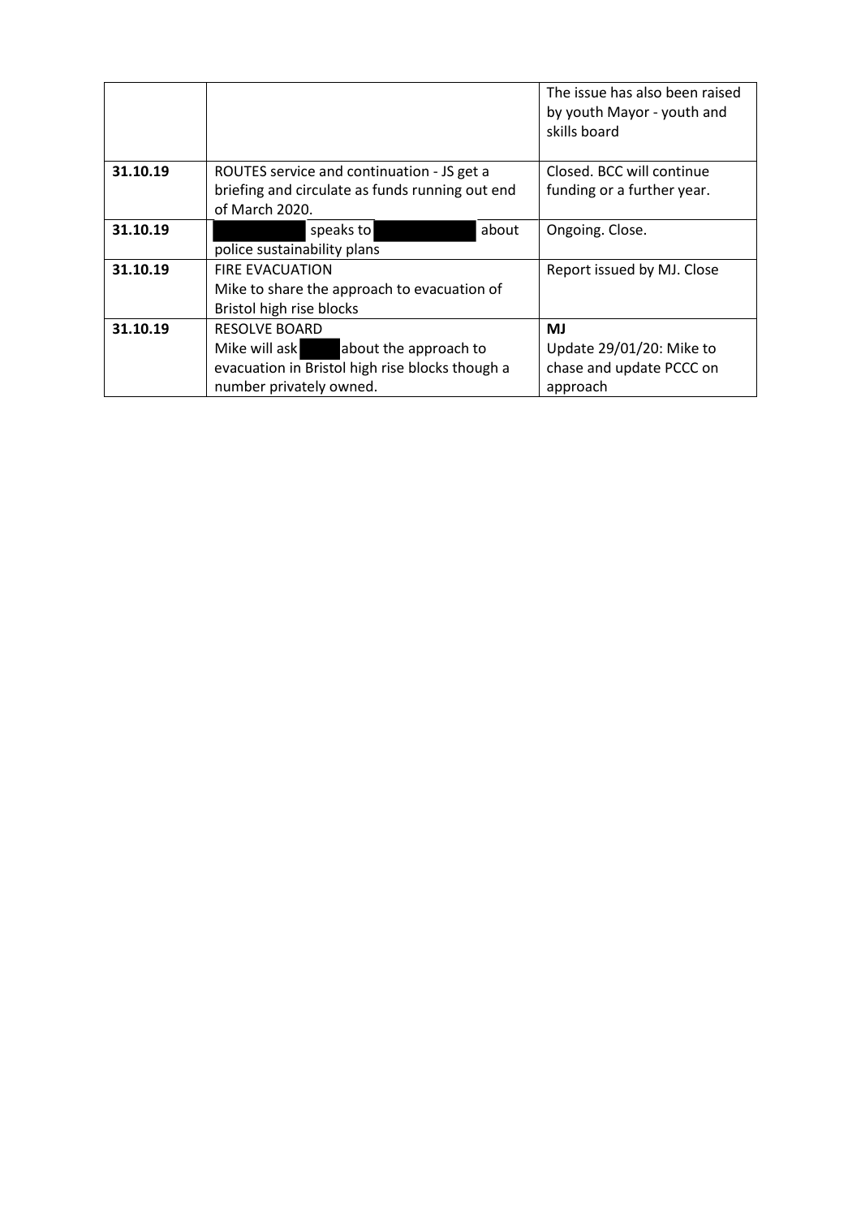| | | |
|---|---|---|
| | | The issue has also been raised by youth Mayor - youth and skills board |
| **31.10.19** | ROUTES service and continuation - JS get a briefing and circulate as funds running out end of March 2020. | Closed. BCC will continue funding or a further year. |
| **31.10.19** | speaks to about police sustainability plans | Ongoing. Close. |
| **31.10.19** | FIRE EVACUATION<br>Mike to share the approach to evacuation of Bristol high rise blocks | Report issued by MJ. Close |
| **31.10.19** | RESOLVE BOARD<br>Mike will ask about the approach to evacuation in Bristol high rise blocks though a number privately owned. | **MJ**<br>Update 29/01/20: Mike to chase and update PCCC on approach |